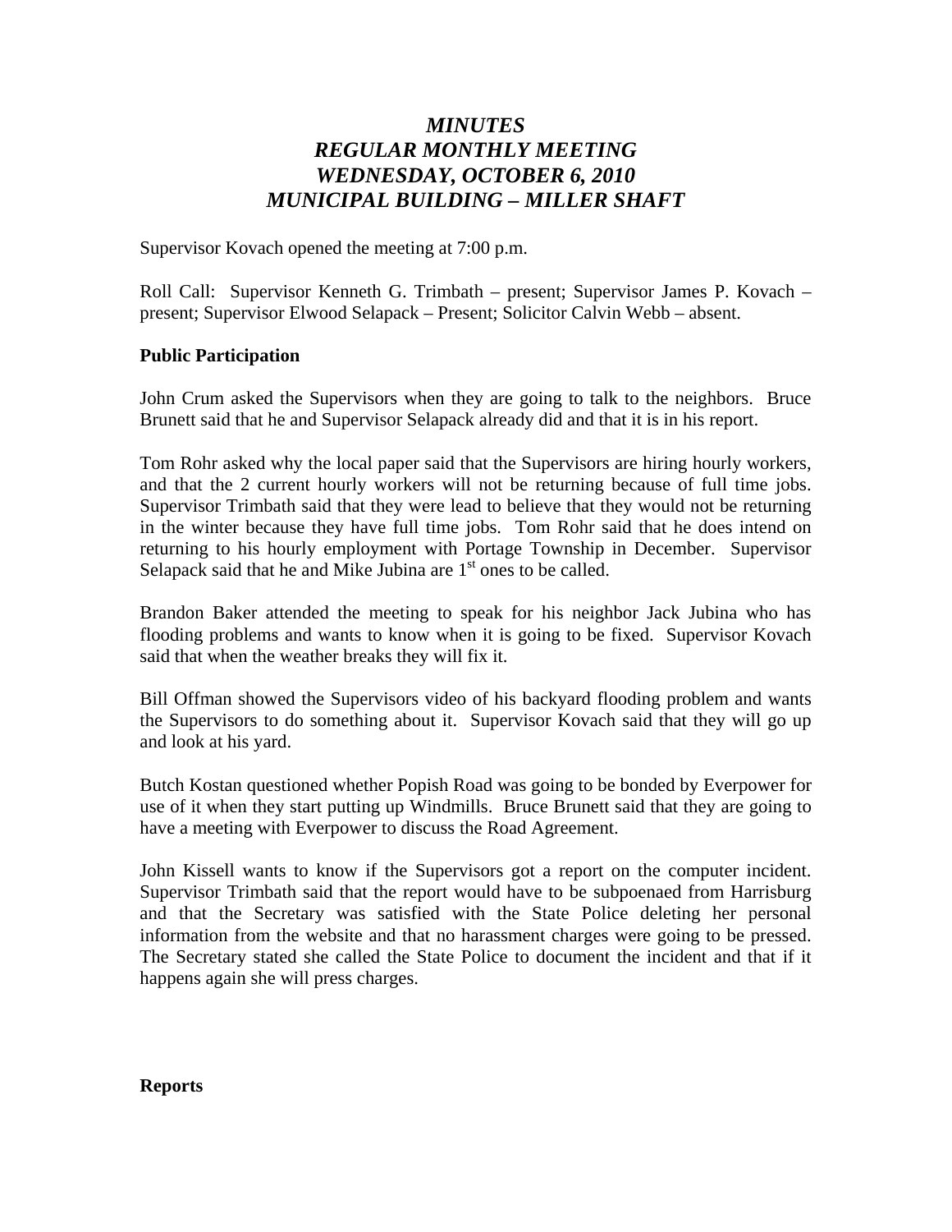# *MINUTES*
# *REGULAR MONTHLY MEETING*
# *WEDNESDAY, OCTOBER 6, 2010*
# *MUNICIPAL BUILDING – MILLER SHAFT*

Supervisor Kovach opened the meeting at 7:00 p.m.

Roll Call: Supervisor Kenneth G. Trimbath – present; Supervisor James P. Kovach – present; Supervisor Elwood Selapack – Present; Solicitor Calvin Webb – absent.

**Public Participation**

John Crum asked the Supervisors when they are going to talk to the neighbors. Bruce Brunett said that he and Supervisor Selapack already did and that it is in his report.

Tom Rohr asked why the local paper said that the Supervisors are hiring hourly workers, and that the 2 current hourly workers will not be returning because of full time jobs. Supervisor Trimbath said that they were lead to believe that they would not be returning in the winter because they have full time jobs. Tom Rohr said that he does intend on returning to his hourly employment with Portage Township in December. Supervisor Selapack said that he and Mike Jubina are 1st ones to be called.

Brandon Baker attended the meeting to speak for his neighbor Jack Jubina who has flooding problems and wants to know when it is going to be fixed. Supervisor Kovach said that when the weather breaks they will fix it.

Bill Offman showed the Supervisors video of his backyard flooding problem and wants the Supervisors to do something about it. Supervisor Kovach said that they will go up and look at his yard.

Butch Kostan questioned whether Popish Road was going to be bonded by Everpower for use of it when they start putting up Windmills. Bruce Brunett said that they are going to have a meeting with Everpower to discuss the Road Agreement.

John Kissell wants to know if the Supervisors got a report on the computer incident. Supervisor Trimbath said that the report would have to be subpoenaed from Harrisburg and that the Secretary was satisfied with the State Police deleting her personal information from the website and that no harassment charges were going to be pressed. The Secretary stated she called the State Police to document the incident and that if it happens again she will press charges.

**Reports**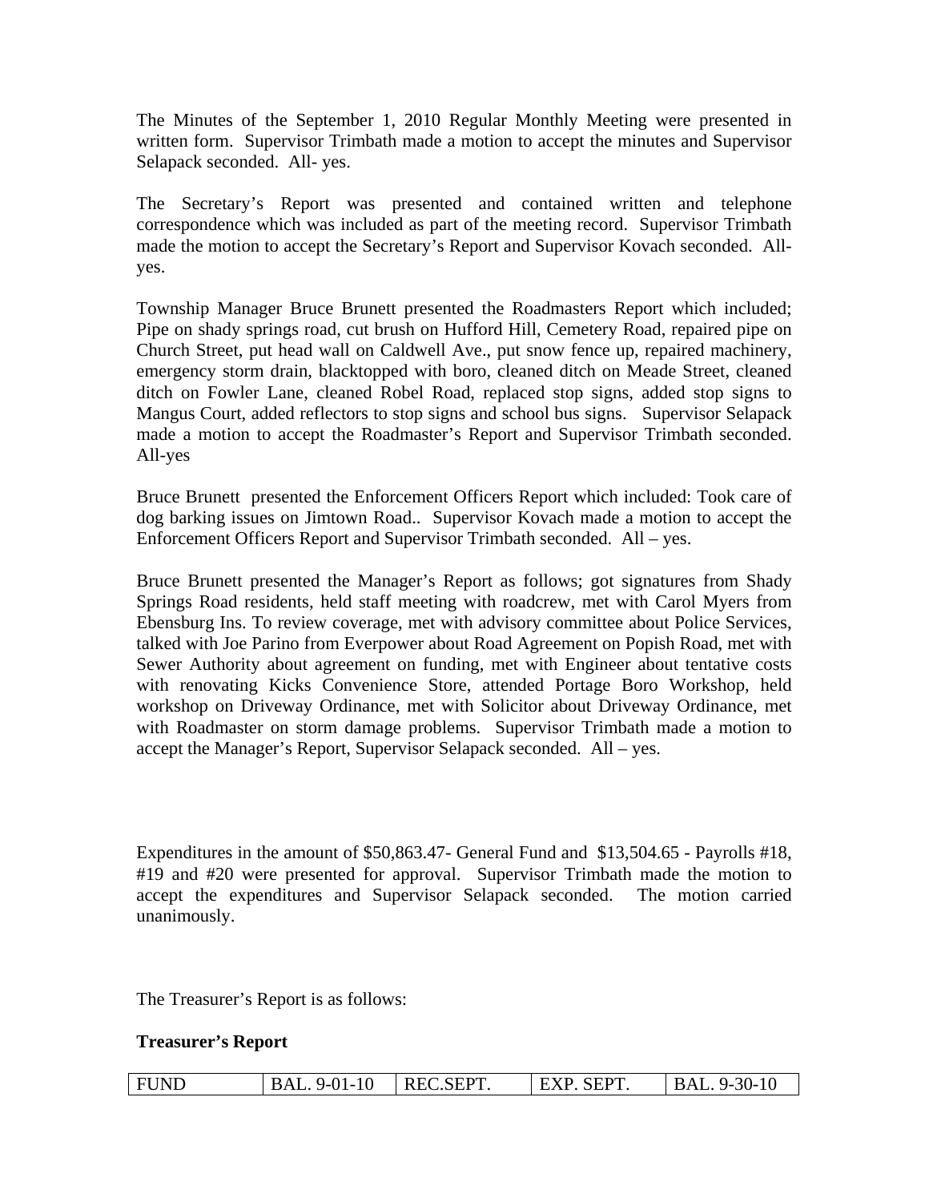The Minutes of the September 1, 2010 Regular Monthly Meeting were presented in written form. Supervisor Trimbath made a motion to accept the minutes and Supervisor Selapack seconded. All- yes.

The Secretary's Report was presented and contained written and telephone correspondence which was included as part of the meeting record. Supervisor Trimbath made the motion to accept the Secretary's Report and Supervisor Kovach seconded. All-yes.

Township Manager Bruce Brunett presented the Roadmasters Report which included; Pipe on shady springs road, cut brush on Hufford Hill, Cemetery Road, repaired pipe on Church Street, put head wall on Caldwell Ave., put snow fence up, repaired machinery, emergency storm drain, blacktopped with boro, cleaned ditch on Meade Street, cleaned ditch on Fowler Lane, cleaned Robel Road, replaced stop signs, added stop signs to Mangus Court, added reflectors to stop signs and school bus signs. Supervisor Selapack made a motion to accept the Roadmaster's Report and Supervisor Trimbath seconded. All-yes

Bruce Brunett presented the Enforcement Officers Report which included: Took care of dog barking issues on Jimtown Road.. Supervisor Kovach made a motion to accept the Enforcement Officers Report and Supervisor Trimbath seconded. All – yes.

Bruce Brunett presented the Manager's Report as follows; got signatures from Shady Springs Road residents, held staff meeting with roadcrew, met with Carol Myers from Ebensburg Ins. To review coverage, met with advisory committee about Police Services, talked with Joe Parino from Everpower about Road Agreement on Popish Road, met with Sewer Authority about agreement on funding, met with Engineer about tentative costs with renovating Kicks Convenience Store, attended Portage Boro Workshop, held workshop on Driveway Ordinance, met with Solicitor about Driveway Ordinance, met with Roadmaster on storm damage problems. Supervisor Trimbath made a motion to accept the Manager's Report, Supervisor Selapack seconded. All – yes.

Expenditures in the amount of $50,863.47- General Fund and $13,504.65 - Payrolls #18, #19 and #20 were presented for approval. Supervisor Trimbath made the motion to accept the expenditures and Supervisor Selapack seconded. The motion carried unanimously.

The Treasurer's Report is as follows:

**Treasurer's Report**

| FUND | BAL. 9-01-10 | REC.SEPT. | EXP. SEPT. | BAL. 9-30-10 |
|---|---|---|---|---|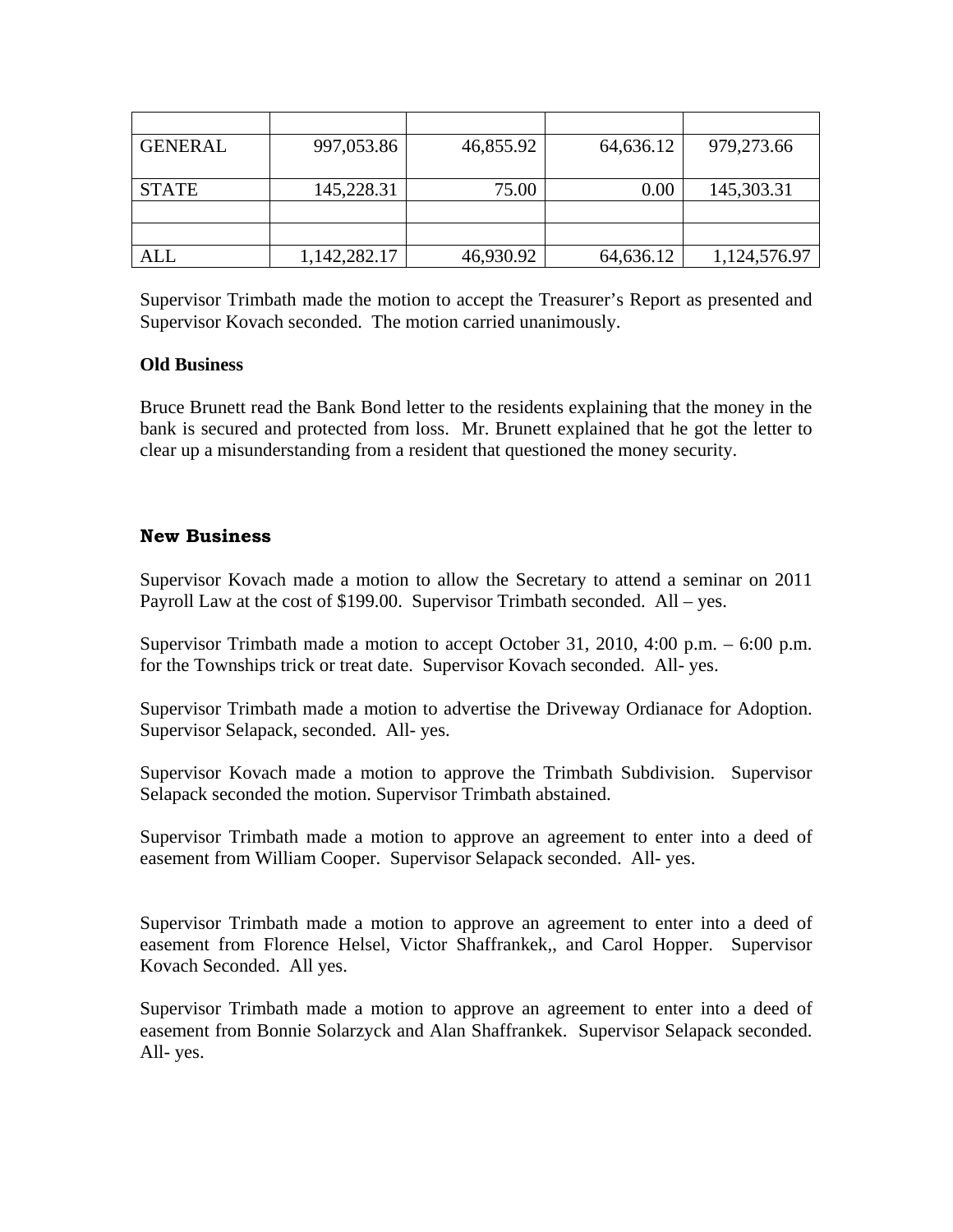| | | | | |
|---|---|---|---|---|
| GENERAL | 997,053.86 | 46,855.92 | 64,636.12 | 979,273.66 |
| STATE | 145,228.31 | 75.00 | 0.00 | 145,303.31 |
| | | | | |
| | | | | |
| ALL | 1,142,282.17 | 46,930.92 | 64,636.12 | 1,124,576.97 |

Supervisor Trimbath made the motion to accept the Treasurer's Report as presented and Supervisor Kovach seconded. The motion carried unanimously.

**Old Business**

Bruce Brunett read the Bank Bond letter to the residents explaining that the money in the bank is secured and protected from loss. Mr. Brunett explained that he got the letter to clear up a misunderstanding from a resident that questioned the money security.

**New Business**

Supervisor Kovach made a motion to allow the Secretary to attend a seminar on 2011 Payroll Law at the cost of $199.00. Supervisor Trimbath seconded. All – yes.

Supervisor Trimbath made a motion to accept October 31, 2010, 4:00 p.m. – 6:00 p.m. for the Townships trick or treat date. Supervisor Kovach seconded. All- yes.

Supervisor Trimbath made a motion to advertise the Driveway Ordianace for Adoption. Supervisor Selapack, seconded. All- yes.

Supervisor Kovach made a motion to approve the Trimbath Subdivision. Supervisor Selapack seconded the motion. Supervisor Trimbath abstained.

Supervisor Trimbath made a motion to approve an agreement to enter into a deed of easement from William Cooper. Supervisor Selapack seconded. All- yes.

Supervisor Trimbath made a motion to approve an agreement to enter into a deed of easement from Florence Helsel, Victor Shaffrankek,, and Carol Hopper. Supervisor Kovach Seconded. All yes.

Supervisor Trimbath made a motion to approve an agreement to enter into a deed of easement from Bonnie Solarzyck and Alan Shaffrankek. Supervisor Selapack seconded. All- yes.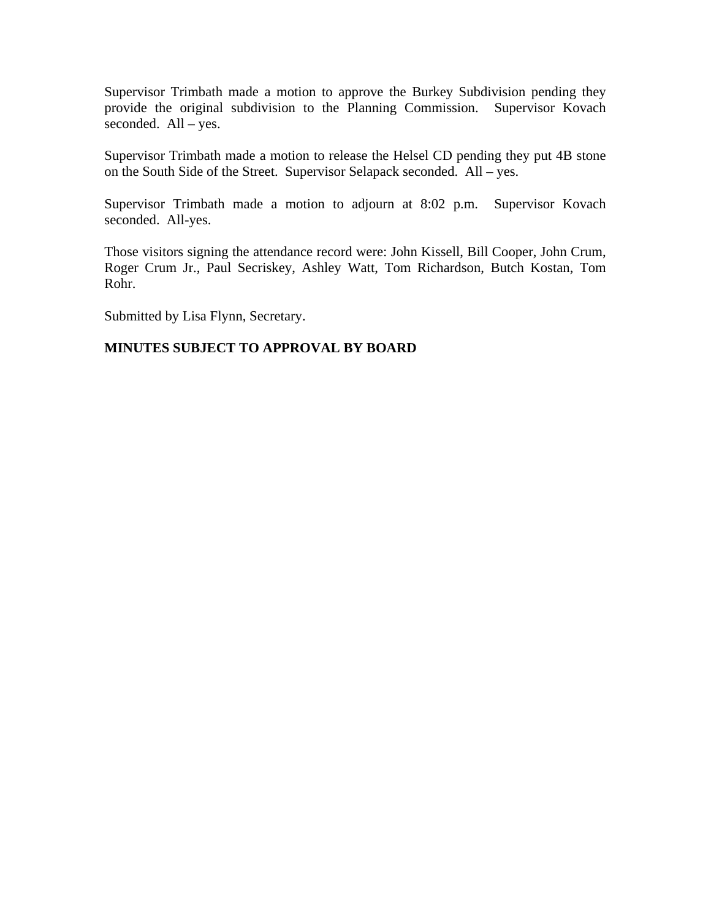Supervisor Trimbath made a motion to approve the Burkey Subdivision pending they provide the original subdivision to the Planning Commission. Supervisor Kovach seconded. All – yes.

Supervisor Trimbath made a motion to release the Helsel CD pending they put 4B stone on the South Side of the Street. Supervisor Selapack seconded. All – yes.

Supervisor Trimbath made a motion to adjourn at 8:02 p.m. Supervisor Kovach seconded. All-yes.

Those visitors signing the attendance record were: John Kissell, Bill Cooper, John Crum, Roger Crum Jr., Paul Secriskey, Ashley Watt, Tom Richardson, Butch Kostan, Tom Rohr.

Submitted by Lisa Flynn, Secretary.

**MINUTES SUBJECT TO APPROVAL BY BOARD**